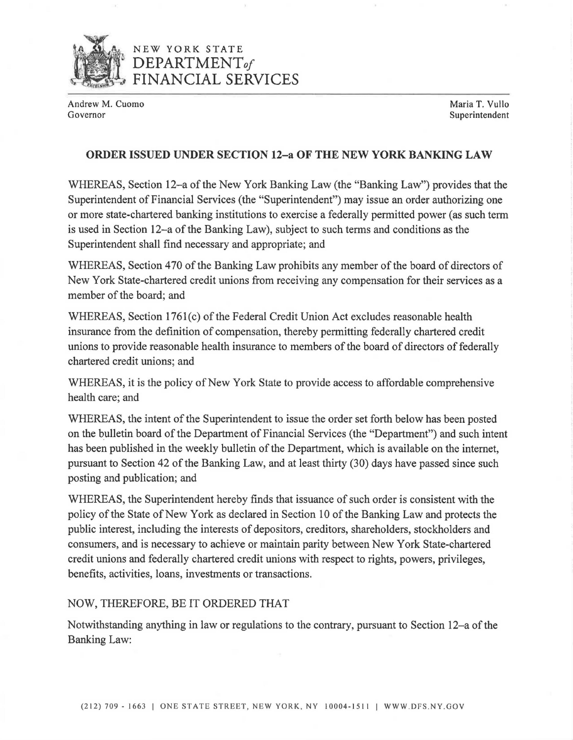NEW YORK STATE
DEPARTMENT *of*
FINANCIAL SERVICES

Andrew M. Cuomo
Governor

Maria T. Vullo
Superintendent

## ORDER ISSUED UNDER SECTION 12–a OF THE NEW YORK BANKING LAW

WHEREAS, Section 12–a of the New York Banking Law (the "Banking Law") provides that the Superintendent of Financial Services (the "Superintendent") may issue an order authorizing one or more state-chartered banking institutions to exercise a federally permitted power (as such term is used in Section 12–a of the Banking Law), subject to such terms and conditions as the Superintendent shall find necessary and appropriate; and

WHEREAS, Section 470 of the Banking Law prohibits any member of the board of directors of New York State-chartered credit unions from receiving any compensation for their services as a member of the board; and

WHEREAS, Section 1761(c) of the Federal Credit Union Act excludes reasonable health insurance from the definition of compensation, thereby permitting federally chartered credit unions to provide reasonable health insurance to members of the board of directors of federally chartered credit unions; and

WHEREAS, it is the policy of New York State to provide access to affordable comprehensive health care; and

WHEREAS, the intent of the Superintendent to issue the order set forth below has been posted on the bulletin board of the Department of Financial Services (the "Department") and such intent has been published in the weekly bulletin of the Department, which is available on the internet, pursuant to Section 42 of the Banking Law, and at least thirty (30) days have passed since such posting and publication; and

WHEREAS, the Superintendent hereby finds that issuance of such order is consistent with the policy of the State of New York as declared in Section 10 of the Banking Law and protects the public interest, including the interests of depositors, creditors, shareholders, stockholders and consumers, and is necessary to achieve or maintain parity between New York State-chartered credit unions and federally chartered credit unions with respect to rights, powers, privileges, benefits, activities, loans, investments or transactions.

NOW, THEREFORE, BE IT ORDERED THAT

Notwithstanding anything in law or regulations to the contrary, pursuant to Section 12–a of the Banking Law:

(212) 709 - 1663 | ONE STATE STREET, NEW YORK, NY 10004-1511 | WWW.DFS.NY.GOV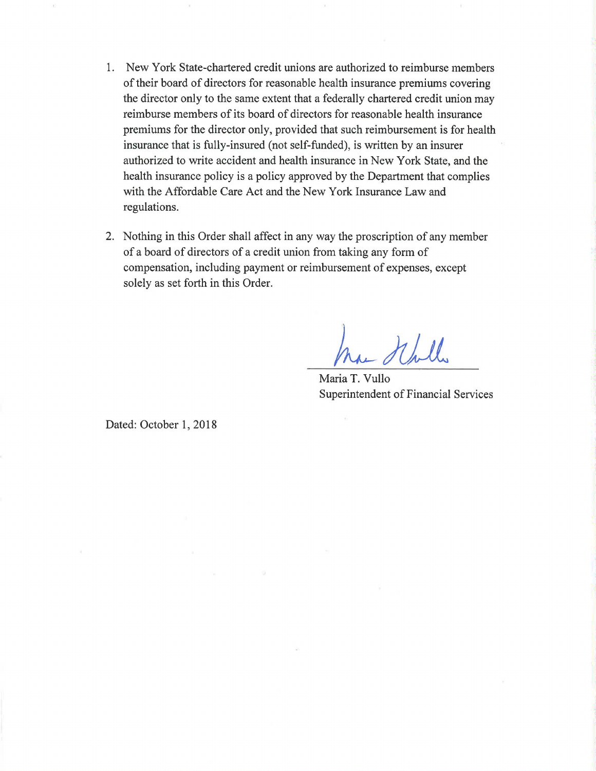1. New York State-chartered credit unions are authorized to reimburse members of their board of directors for reasonable health insurance premiums covering the director only to the same extent that a federally chartered credit union may reimburse members of its board of directors for reasonable health insurance premiums for the director only, provided that such reimbursement is for health insurance that is fully-insured (not self-funded), is written by an insurer authorized to write accident and health insurance in New York State, and the health insurance policy is a policy approved by the Department that complies with the Affordable Care Act and the New York Insurance Law and regulations.

2. Nothing in this Order shall affect in any way the proscription of any member of a board of directors of a credit union from taking any form of compensation, including payment or reimbursement of expenses, except solely as set forth in this Order.

Maria T. Vullo
Superintendent of Financial Services

Dated: October 1, 2018